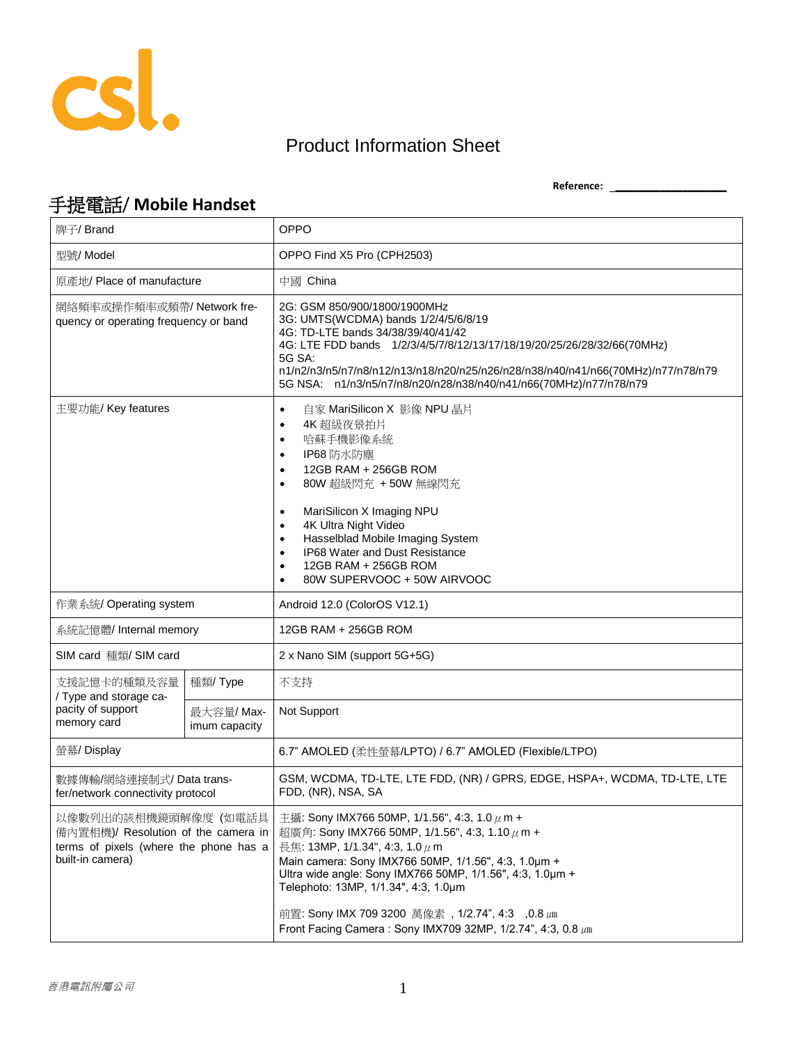Product Information Sheet

**Reference: ____________________**

## 手提電話/ Mobile Handset

| | | |
|---|---|---|
| 牌子/ Brand | | OPPO |
| 型號/ Model | | OPPO Find X5 Pro (CPH2503) |
| 原產地/ Place of manufacture | | 中國 China |
| 網絡頻率或操作頻率或頻帶/ Network frequency or operating frequency or band | | 2G: GSM 850/900/1800/1900MHz<br>3G: UMTS(WCDMA) bands 1/2/4/5/6/8/19<br>4G: TD-LTE bands 34/38/39/40/41/42<br>4G: LTE FDD bands 1/2/3/4/5/7/8/12/13/17/18/19/20/25/26/28/32/66(70MHz)<br>5G SA:<br>n1/n2/n3/n5/n7/n8/n12/n13/n18/n20/n25/n26/n28/n38/n40/n41/n66(70MHz)/n77/n78/n79<br>5G NSA: n1/n3/n5/n7/n8/n20/n28/n38/n40/n41/n66(70MHz)/n77/n78/n79 |
| 主要功能/ Key features | | • 自家 MariSilicon X 影像 NPU 晶片<br>• 4K 超級夜景拍片<br>• 哈蘇手機影像系統<br>• IP68 防水防塵<br>• 12GB RAM + 256GB ROM<br>• 80W 超級閃充 + 50W 無線閃充<br><br>• MariSilicon X Imaging NPU<br>• 4K Ultra Night Video<br>• Hasselblad Mobile Imaging System<br>• IP68 Water and Dust Resistance<br>• 12GB RAM + 256GB ROM<br>• 80W SUPERVOOC + 50W AIRVOOC |
| 作業系統/ Operating system | | Android 12.0 (ColorOS V12.1) |
| 系統記憶體/ Internal memory | | 12GB RAM + 256GB ROM |
| SIM card 種類/ SIM card | | 2 x Nano SIM (support 5G+5G) |
| 支援記憶卡的種類及容量 / Type and storage capacity of support memory card | 種類/ Type | 不支持 |
| | 最大容量/ Maximum capacity | Not Support |
| 螢幕/ Display | | 6.7" AMOLED (柔性螢幕/LPTO) / 6.7" AMOLED (Flexible/LTPO) |
| 數據傳輸/網絡連接制式/ Data transfer/network connectivity protocol | | GSM, WCDMA, TD-LTE, LTE FDD, (NR) / GPRS, EDGE, HSPA+, WCDMA, TD-LTE, LTE FDD, (NR), NSA, SA |
| 以像數列出的該相機鏡頭解像度 (如電話具備內置相機)/ Resolution of the camera in terms of pixels (where the phone has a built-in camera) | | 主攝: Sony IMX766 50MP, 1/1.56", 4:3, 1.0 μm +<br>超廣角: Sony IMX766 50MP, 1/1.56", 4:3, 1.10 μm +<br>長焦: 13MP, 1/1.34", 4:3, 1.0 μm<br>Main camera: Sony IMX766 50MP, 1/1.56", 4:3, 1.0μm +<br>Ultra wide angle: Sony IMX766 50MP, 1/1.56", 4:3, 1.0μm +<br>Telephoto: 13MP, 1/1.34", 4:3, 1.0μm<br><br>前置: Sony IMX 709 3200 萬像素 , 1/2.74", 4:3 ,0.8 ㎛<br>Front Facing Camera : Sony IMX709 32MP, 1/2.74", 4:3, 0.8 ㎛ |

*香港電訊附屬公司*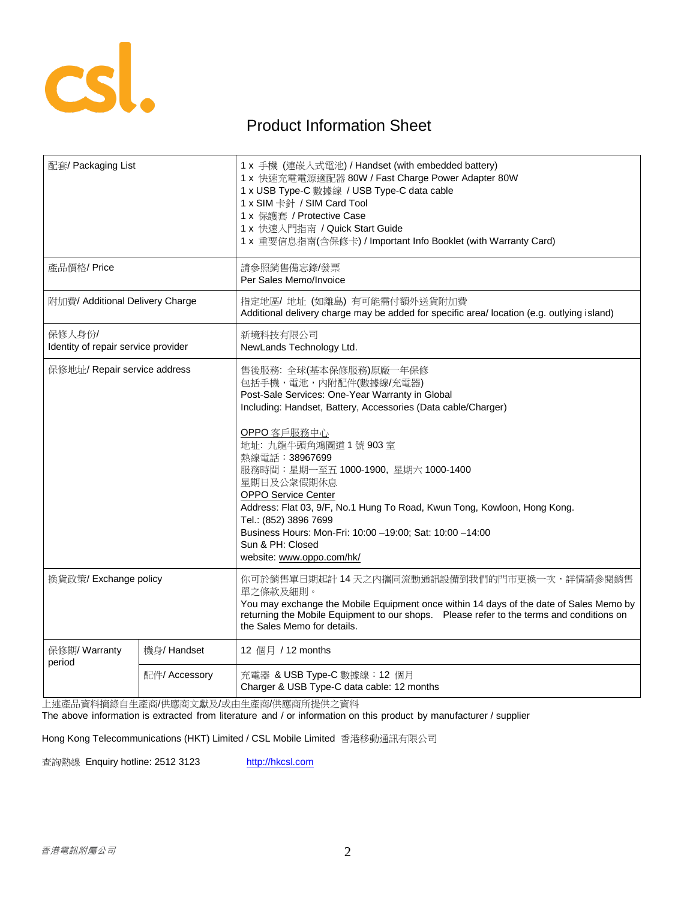csl.

# Product Information Sheet

| | | |
|---|---|---|
| 配套/ Packaging List | | 1 x 手機 (連嵌入式電池) / Handset (with embedded battery)<br>1 x 快速充電電源適配器 80W / Fast Charge Power Adapter 80W<br>1 x USB Type-C 數據線 / USB Type-C data cable<br>1 x SIM 卡針 / SIM Card Tool<br>1 x 保護套 / Protective Case<br>1 x 快速入門指南 / Quick Start Guide<br>1 x 重要信息指南(含保修卡) / Important Info Booklet (with Warranty Card) |
| 產品價格/ Price | | 請參照銷售備忘錄/發票<br>Per Sales Memo/Invoice |
| 附加費/ Additional Delivery Charge | | 指定地區/ 地址 (如離島) 有可能需付額外送貨附加費<br>Additional delivery charge may be added for specific area/ location (e.g. outlying island) |
| 保修人身份/<br>Identity of repair service provider | | 新境科技有限公司<br>NewLands Technology Ltd. |
| 保修地址/ Repair service address | | 售後服務: 全球(基本保修服務)原廠一年保修<br>包括手機，電池，內附配件(數據線/充電器)<br>Post-Sale Services: One-Year Warranty in Global<br>Including: Handset, Battery, Accessories (Data cable/Charger)<br><br>OPPO 客戶服務中心<br>地址: 九龍牛頭角鴻圖道 1 號 903 室<br>熱線電話：38967699<br>服務時間：星期一至五 1000-1900, 星期六 1000-1400<br>星期日及公眾假期休息<br>OPPO Service Center<br>Address: Flat 03, 9/F, No.1 Hung To Road, Kwun Tong, Kowloon, Hong Kong.<br>Tel.: (852) 3896 7699<br>Business Hours: Mon-Fri: 10:00 –19:00; Sat: 10:00 –14:00<br>Sun & PH: Closed<br>website: www.oppo.com/hk/ |
| 換貨政策/ Exchange policy | | 你可於銷售單日期起計 14 天之內攜同流動通訊設備到我們的門市更換一次，詳情請參閱銷售單之條款及細則。<br>You may exchange the Mobile Equipment once within 14 days of the date of Sales Memo by returning the Mobile Equipment to our shops. Please refer to the terms and conditions on the Sales Memo for details. |
| 保修期/ Warranty period | 機身/ Handset | 12 個月 / 12 months |
| | 配件/ Accessory | 充電器 & USB Type-C 數據線：12 個月<br>Charger & USB Type-C data cable: 12 months |

上述產品資料摘錄自生產商/供應商文獻及/或由生產商/供應商所提供之資料
The above information is extracted from literature and / or information on this product by manufacturer / supplier

Hong Kong Telecommunications (HKT) Limited / CSL Mobile Limited 香港移動通訊有限公司

查詢熱線 Enquiry hotline: 2512 3123 http://hkcsl.com

*香港電訊附屬公司*